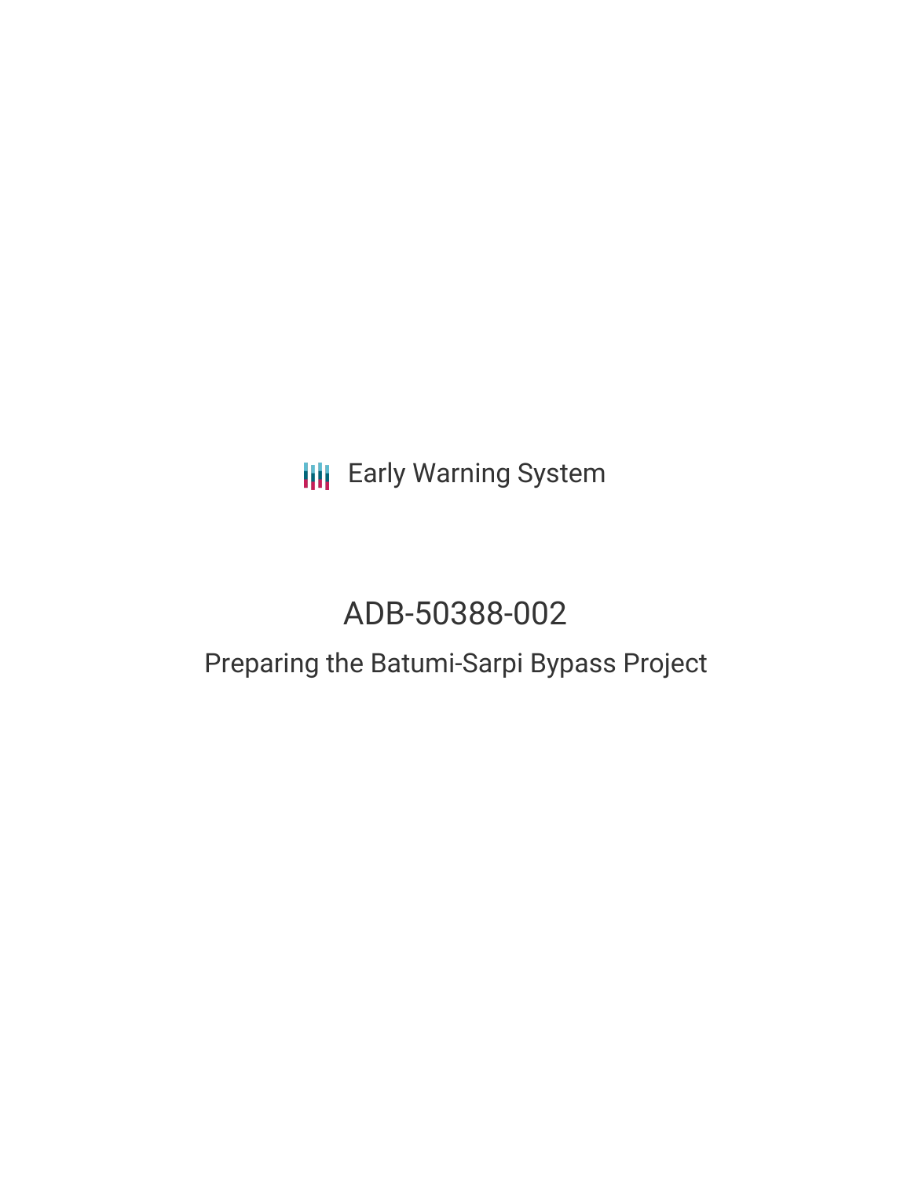Early Warning System

# ADB-50388-002

## Preparing the Batumi-Sarpi Bypass Project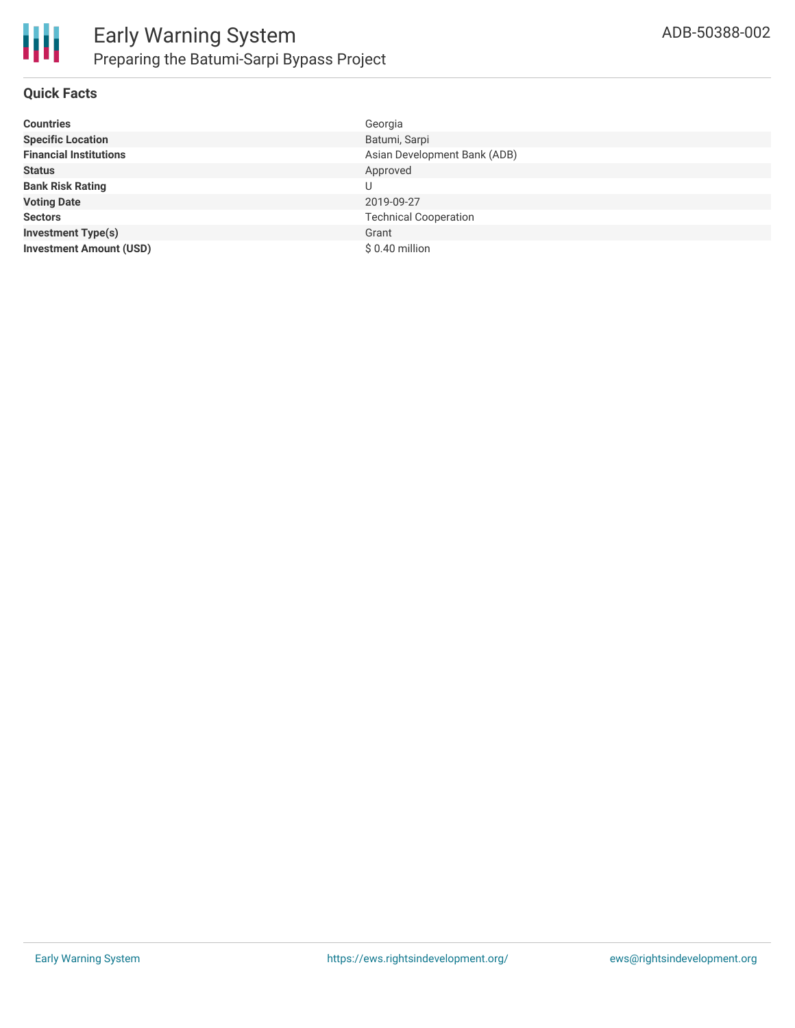# Early Warning System

## Preparing the Batumi-Sarpi Bypass Project

ADB-50388-002

### Quick Facts

| | |
|---|---|
| **Countries** | Georgia |
| **Specific Location** | Batumi, Sarpi |
| **Financial Institutions** | Asian Development Bank (ADB) |
| **Status** | Approved |
| **Bank Risk Rating** | U |
| **Voting Date** | 2019-09-27 |
| **Sectors** | Technical Cooperation |
| **Investment Type(s)** | Grant |
| **Investment Amount (USD)** | $ 0.40 million |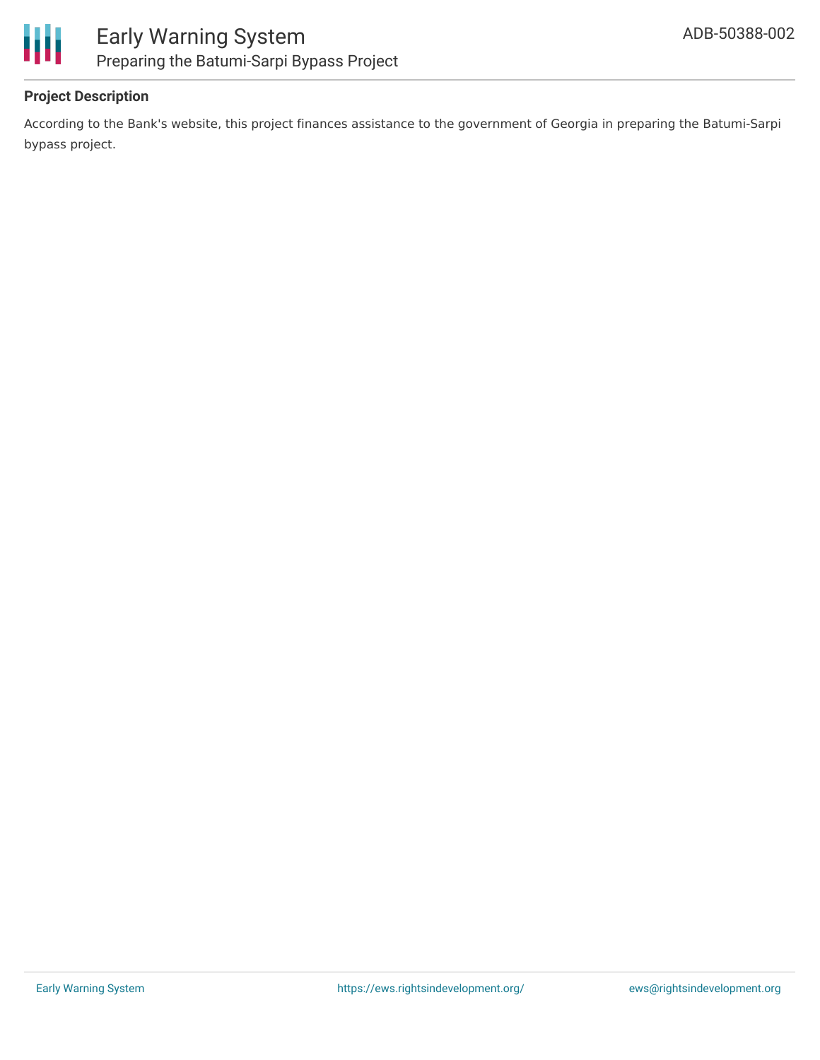**Project Description**

According to the Bank's website, this project finances assistance to the government of Georgia in preparing the Batumi-Sarpi bypass project.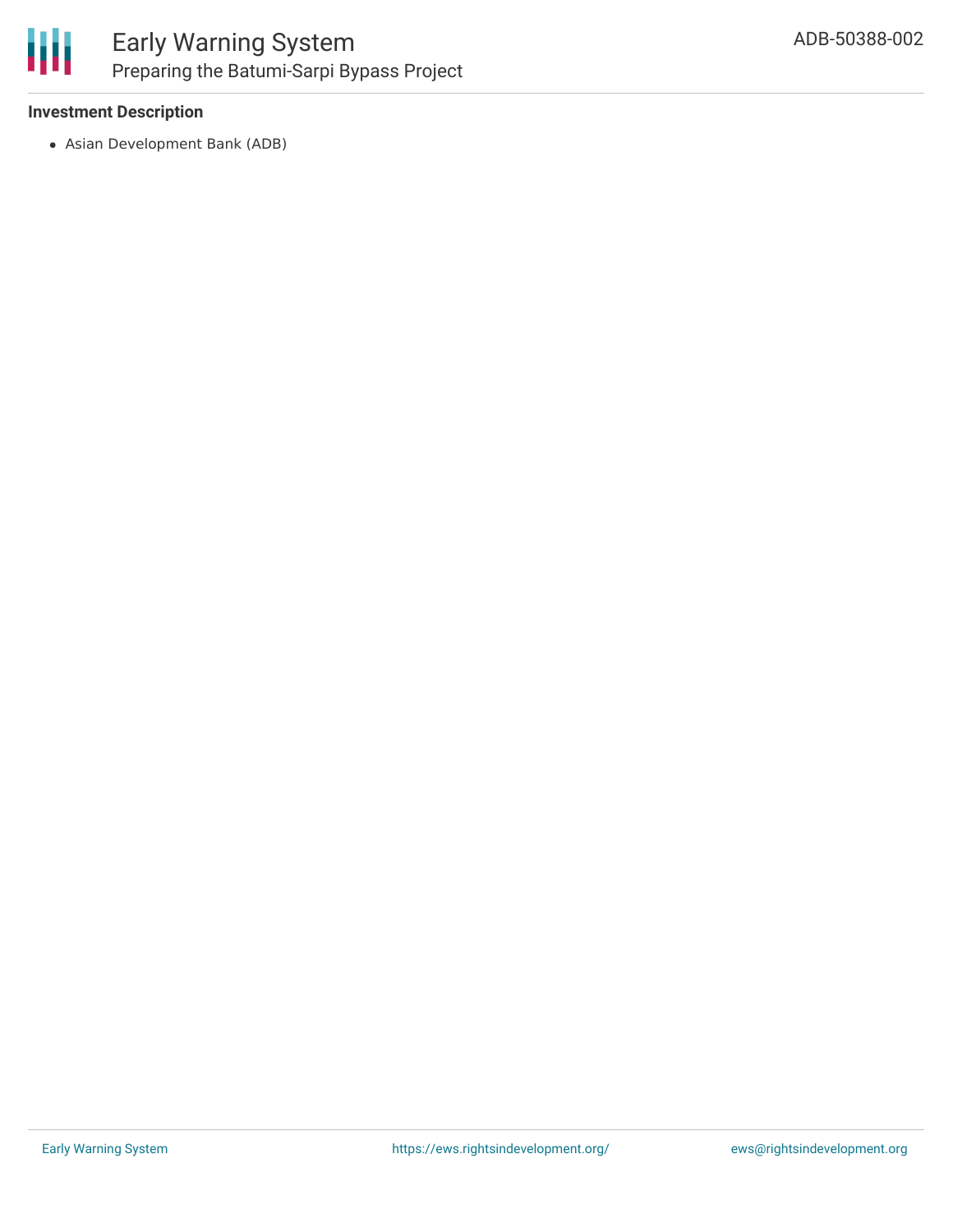**Investment Description**

- Asian Development Bank (ADB)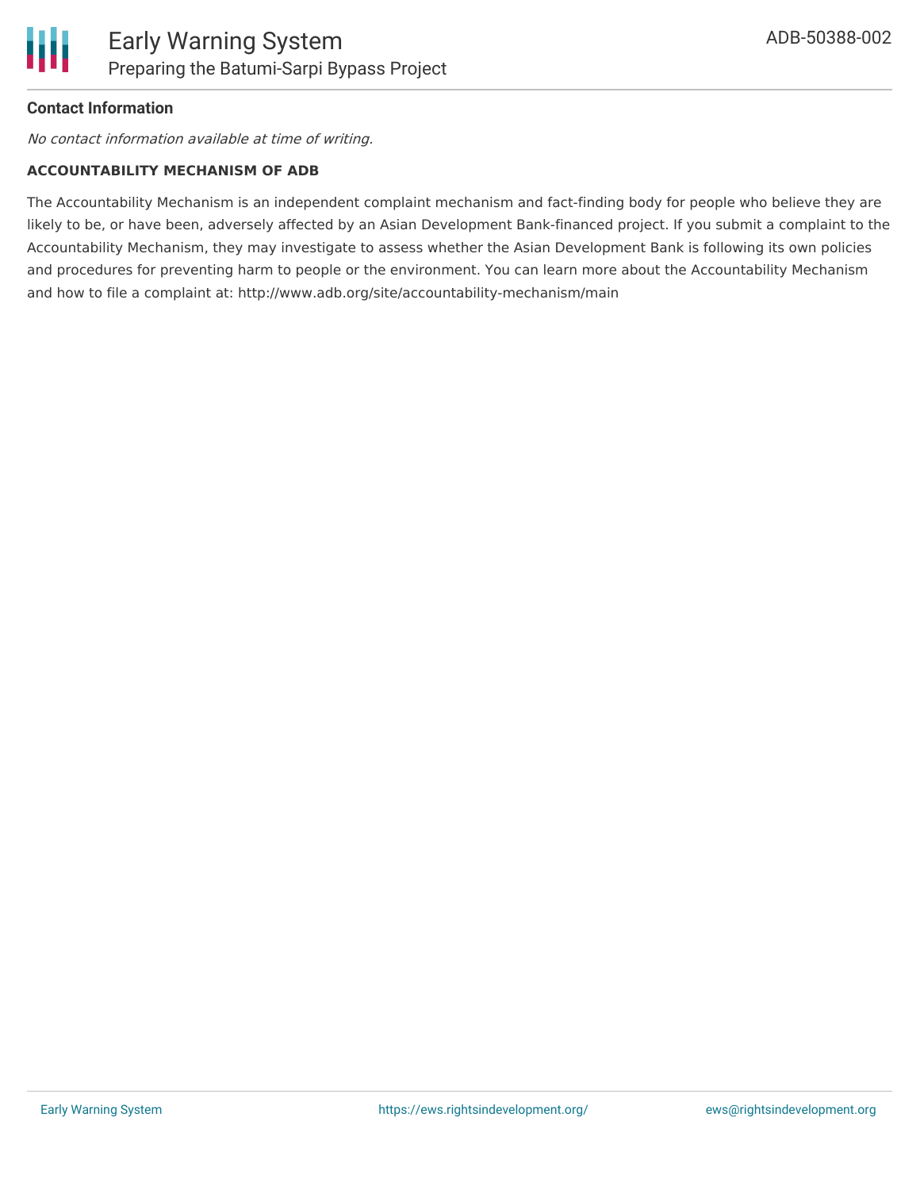**Contact Information**

*No contact information available at time of writing.*

**ACCOUNTABILITY MECHANISM OF ADB**

The Accountability Mechanism is an independent complaint mechanism and fact-finding body for people who believe they are likely to be, or have been, adversely affected by an Asian Development Bank-financed project. If you submit a complaint to the Accountability Mechanism, they may investigate to assess whether the Asian Development Bank is following its own policies and procedures for preventing harm to people or the environment. You can learn more about the Accountability Mechanism and how to file a complaint at: http://www.adb.org/site/accountability-mechanism/main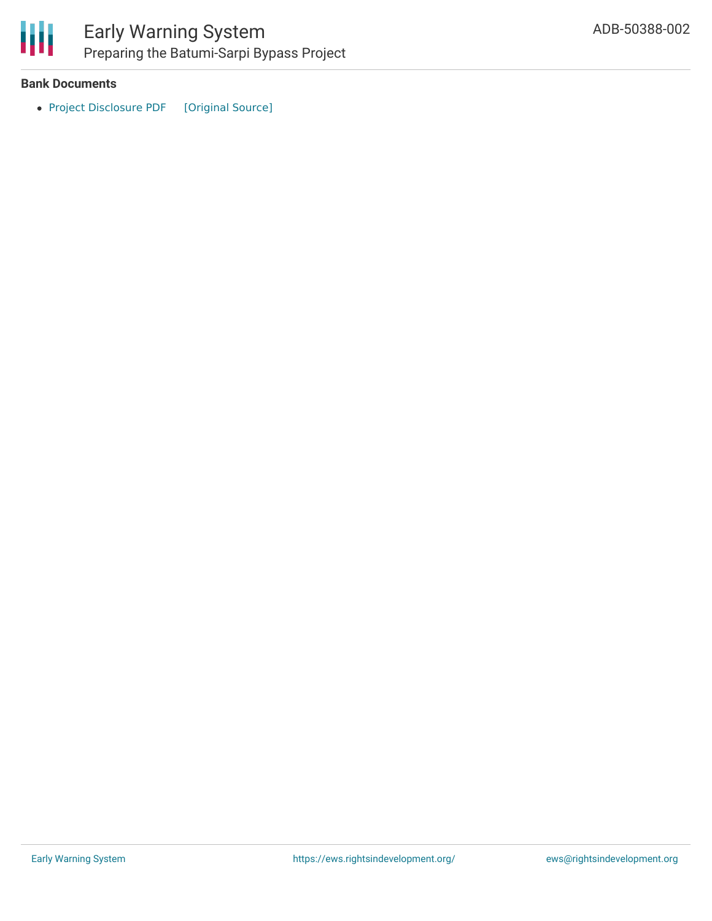**Bank Documents**

- Project Disclosure PDF [Original Source]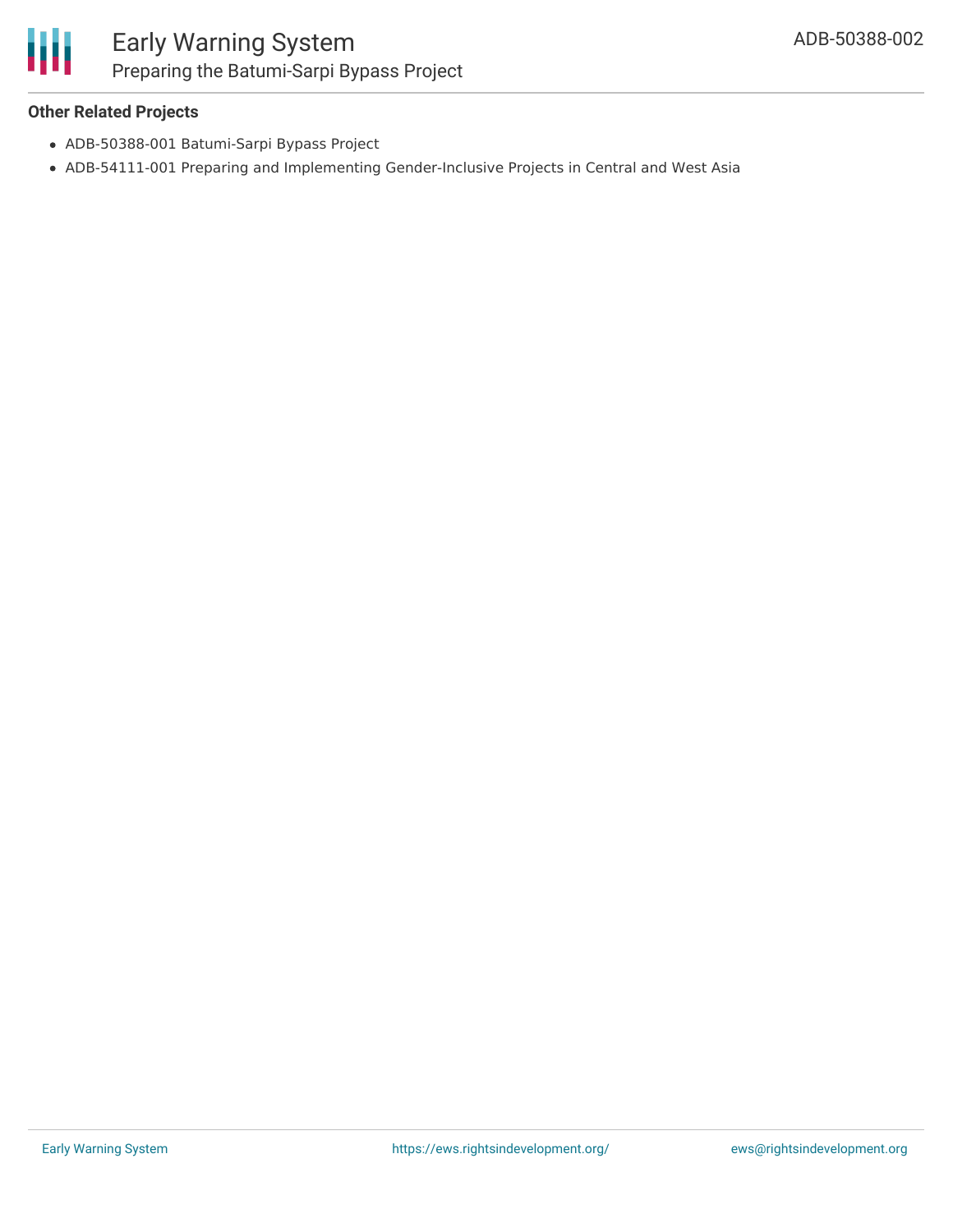**Other Related Projects**

- ADB-50388-001 Batumi-Sarpi Bypass Project
- ADB-54111-001 Preparing and Implementing Gender-Inclusive Projects in Central and West Asia